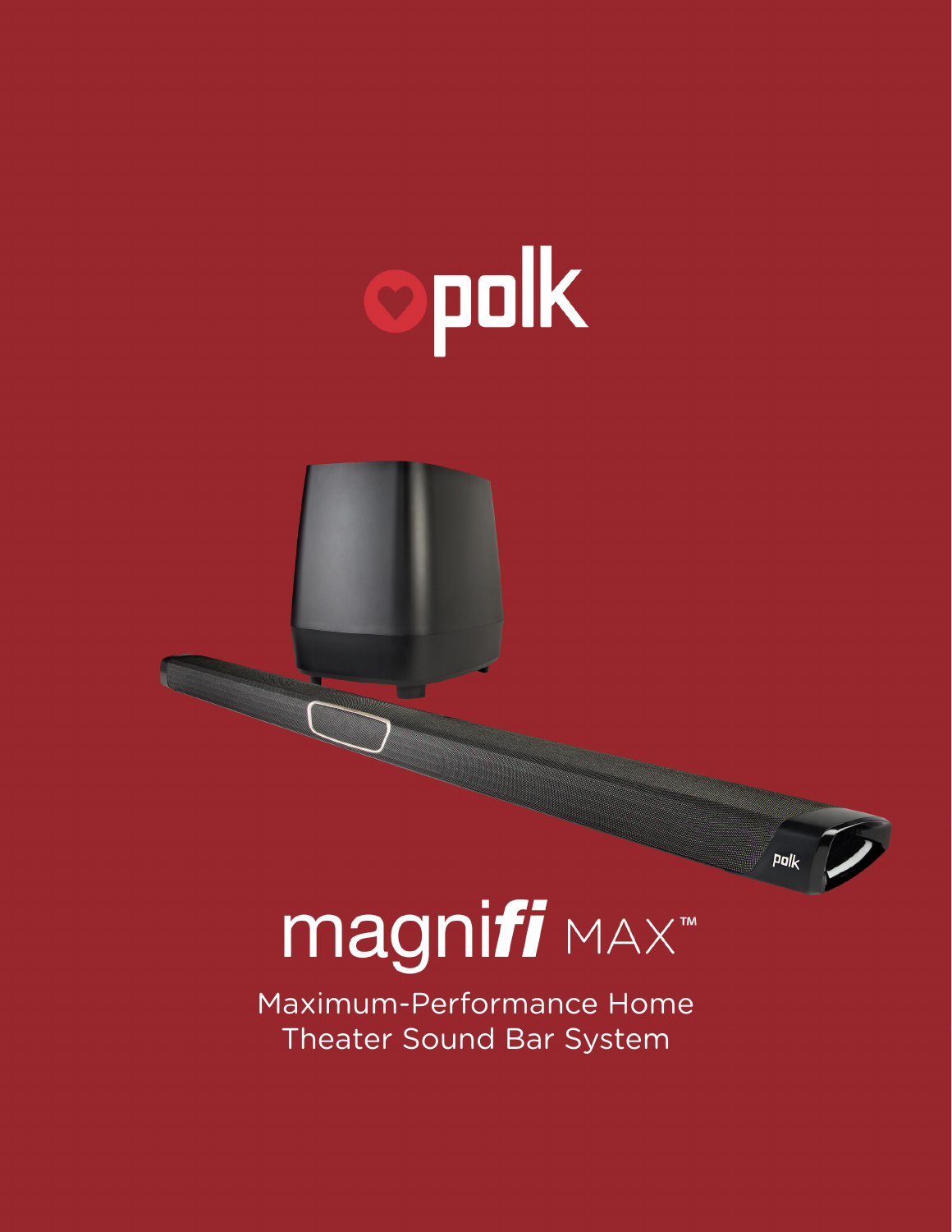polk

# magnifi MAX™

Maximum-Performance Home Theater Sound Bar System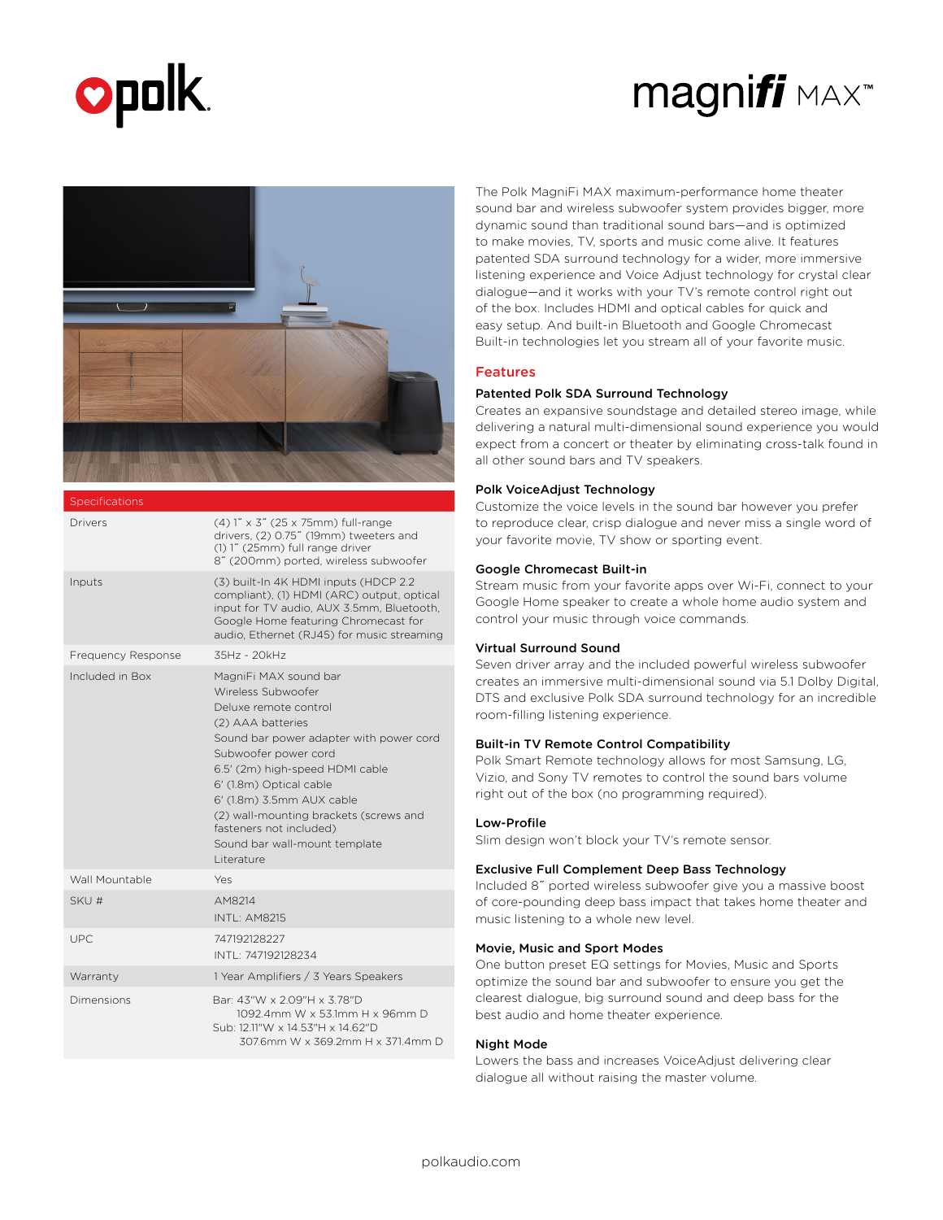# polk

# magnifi MAX™

The Polk MagniFi MAX maximum-performance home theater sound bar and wireless subwoofer system provides bigger, more dynamic sound than traditional sound bars—and is optimized to make movies, TV, sports and music come alive. It features patented SDA surround technology for a wider, more immersive listening experience and Voice Adjust technology for crystal clear dialogue—and it works with your TV's remote control right out of the box. Includes HDMI and optical cables for quick and easy setup. And built-in Bluetooth and Google Chromecast Built-in technologies let you stream all of your favorite music.

## Features

### Patented Polk SDA Surround Technology

Creates an expansive soundstage and detailed stereo image, while delivering a natural multi-dimensional sound experience you would expect from a concert or theater by eliminating cross-talk found in all other sound bars and TV speakers.

### Polk VoiceAdjust Technology

Customize the voice levels in the sound bar however you prefer to reproduce clear, crisp dialogue and never miss a single word of your favorite movie, TV show or sporting event.

### Google Chromecast Built-in

Stream music from your favorite apps over Wi-Fi, connect to your Google Home speaker to create a whole home audio system and control your music through voice commands.

### Virtual Surround Sound

Seven driver array and the included powerful wireless subwoofer creates an immersive multi-dimensional sound via 5.1 Dolby Digital, DTS and exclusive Polk SDA surround technology for an incredible room-filling listening experience.

### Built-in TV Remote Control Compatibility

Polk Smart Remote technology allows for most Samsung, LG, Vizio, and Sony TV remotes to control the sound bars volume right out of the box (no programming required).

### Low-Profile

Slim design won't block your TV's remote sensor.

### Exclusive Full Complement Deep Bass Technology

Included 8˝ ported wireless subwoofer give you a massive boost of core-pounding deep bass impact that takes home theater and music listening to a whole new level.

### Movie, Music and Sport Modes

One button preset EQ settings for Movies, Music and Sports optimize the sound bar and subwoofer to ensure you get the clearest dialogue, big surround sound and deep bass for the best audio and home theater experience.

### Night Mode

Lowers the bass and increases VoiceAdjust delivering clear dialogue all without raising the master volume.

## Specifications

| Specifications | |
|---|---|
| Drivers | (4) 1˝ x 3˝ (25 x 75mm) full-range drivers, (2) 0.75˝ (19mm) tweeters and (1) 1˝ (25mm) full range driver<br>8˝ (200mm) ported, wireless subwoofer |
| Inputs | (3) built-In 4K HDMI inputs (HDCP 2.2 compliant), (1) HDMI (ARC) output, optical input for TV audio, AUX 3.5mm, Bluetooth, Google Home featuring Chromecast for audio, Ethernet (RJ45) for music streaming |
| Frequency Response | 35Hz - 20kHz |
| Included in Box | MagniFi MAX sound bar<br>Wireless Subwoofer<br>Deluxe remote control<br>(2) AAA batteries<br>Sound bar power adapter with power cord<br>Subwoofer power cord<br>6.5' (2m) high-speed HDMI cable<br>6' (1.8m) Optical cable<br>6' (1.8m) 3.5mm AUX cable<br>(2) wall-mounting brackets (screws and fasteners not included)<br>Sound bar wall-mount template<br>Literature |
| Wall Mountable | Yes |
| SKU # | AM8214<br>INTL: AM8215 |
| UPC | 747192128227<br>INTL: 747192128234 |
| Warranty | 1 Year Amplifiers / 3 Years Speakers |
| Dimensions | Bar: 43"W x 2.09"H x 3.78"D<br>1092.4mm W x 53.1mm H x 96mm D<br>Sub: 12.11"W x 14.53"H x 14.62"D<br>307.6mm W x 369.2mm H x 371.4mm D |

polkaudio.com